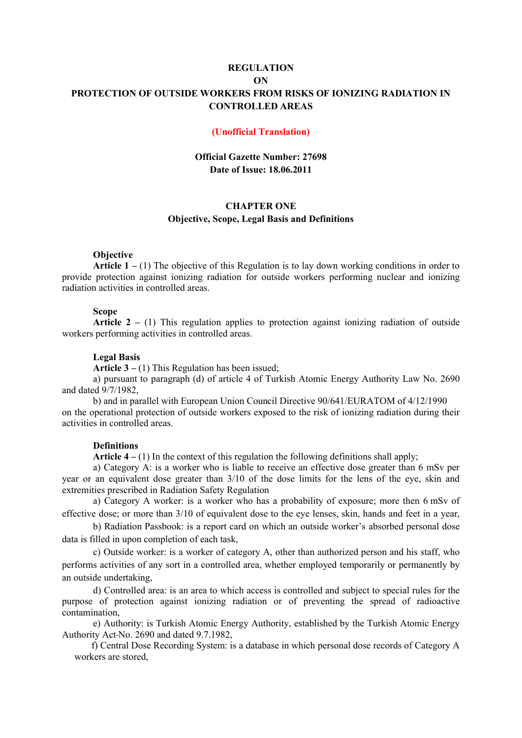# REGULATION
# ON
# PROTECTION OF OUTSIDE WORKERS FROM RISKS OF IONIZING RADIATION IN CONTROLLED AREAS

**(Unofficial Translation)**

**Official Gazette Number: 27698**
**Date of Issue: 18.06.2011**

## CHAPTER ONE
## Objective, Scope, Legal Basis and Definitions

**Objective**

**Article 1 –** (1) The objective of this Regulation is to lay down working conditions in order to provide protection against ionizing radiation for outside workers performing nuclear and ionizing radiation activities in controlled areas.

**Scope**

**Article 2 –** (1) This regulation applies to protection against ionizing radiation of outside workers performing activities in controlled areas.

**Legal Basis**

**Article 3 –** (1) This Regulation has been issued;

a) pursuant to paragraph (d) of article 4 of Turkish Atomic Energy Authority Law No. 2690 and dated 9/7/1982,

b) and in parallel with European Union Council Directive 90/641/EURATOM of 4/12/1990 on the operational protection of outside workers exposed to the risk of ionizing radiation during their activities in controlled areas.

**Definitions**

**Article 4 –** (1) In the context of this regulation the following definitions shall apply;

a) Category A: is a worker who is liable to receive an effective dose greater than 6 mSv per year or an equivalent dose greater than 3/10 of the dose limits for the lens of the eye, skin and extremities prescribed in Radiation Safety Regulation

a) Category A worker: is a worker who has a probability of exposure; more then 6 mSv of effective dose; or more than 3/10 of equivalent dose to the eye lenses, skin, hands and feet in a year,

b) Radiation Passbook: is a report card on which an outside worker's absorbed personal dose data is filled in upon completion of each task,

c) Outside worker: is a worker of category A, other than authorized person and his staff, who performs activities of any sort in a controlled area, whether employed temporarily or permanently by an outside undertaking,

d) Controlled area: is an area to which access is controlled and subject to special rules for the purpose of protection against ionizing radiation or of preventing the spread of radioactive contamination,

e) Authority: is Turkish Atomic Energy Authority, established by the Turkish Atomic Energy Authority Act-No. 2690 and dated 9.7.1982,

f) Central Dose Recording System: is a database in which personal dose records of Category A workers are stored,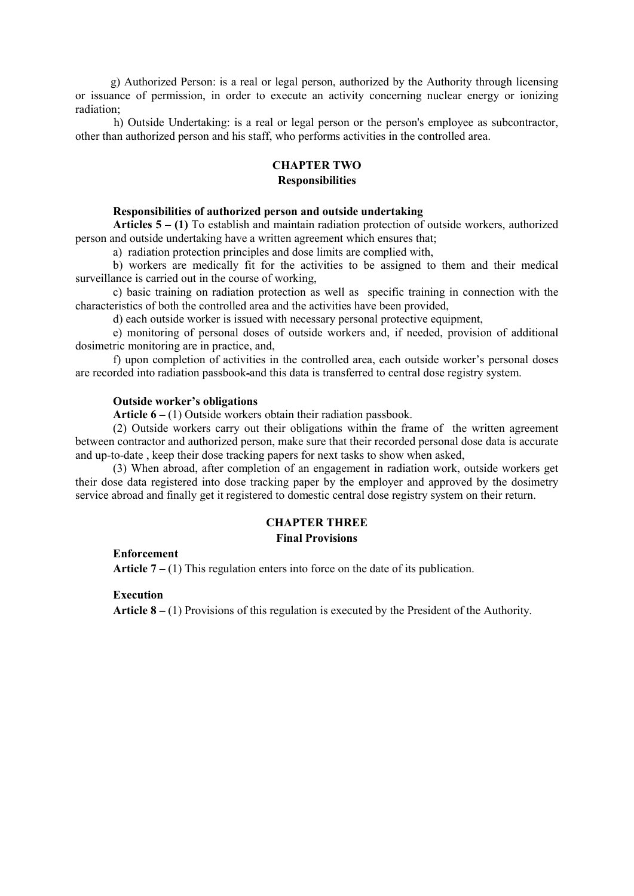g) Authorized Person: is a real or legal person, authorized by the Authority through licensing or issuance of permission, in order to execute an activity concerning nuclear energy or ionizing radiation;

h) Outside Undertaking: is a real or legal person or the person's employee as subcontractor, other than authorized person and his staff, who performs activities in the controlled area.

## CHAPTER TWO
## Responsibilities

**Responsibilities of authorized person and outside undertaking**

**Articles 5 – (1)** To establish and maintain radiation protection of outside workers, authorized person and outside undertaking have a written agreement which ensures that;

a) radiation protection principles and dose limits are complied with,

b) workers are medically fit for the activities to be assigned to them and their medical surveillance is carried out in the course of working,

c) basic training on radiation protection as well as specific training in connection with the characteristics of both the controlled area and the activities have been provided,

d) each outside worker is issued with necessary personal protective equipment,

e) monitoring of personal doses of outside workers and, if needed, provision of additional dosimetric monitoring are in practice, and,

f) upon completion of activities in the controlled area, each outside worker's personal doses are recorded into radiation passbook and this data is transferred to central dose registry system.

**Outside worker's obligations**

**Article 6 –** (1) Outside workers obtain their radiation passbook.

(2) Outside workers carry out their obligations within the frame of the written agreement between contractor and authorized person, make sure that their recorded personal dose data is accurate and up-to-date , keep their dose tracking papers for next tasks to show when asked,

(3) When abroad, after completion of an engagement in radiation work, outside workers get their dose data registered into dose tracking paper by the employer and approved by the dosimetry service abroad and finally get it registered to domestic central dose registry system on their return.

## CHAPTER THREE
## Final Provisions

**Enforcement**

**Article 7 –** (1) This regulation enters into force on the date of its publication.

**Execution**

**Article 8 –** (1) Provisions of this regulation is executed by the President of the Authority.